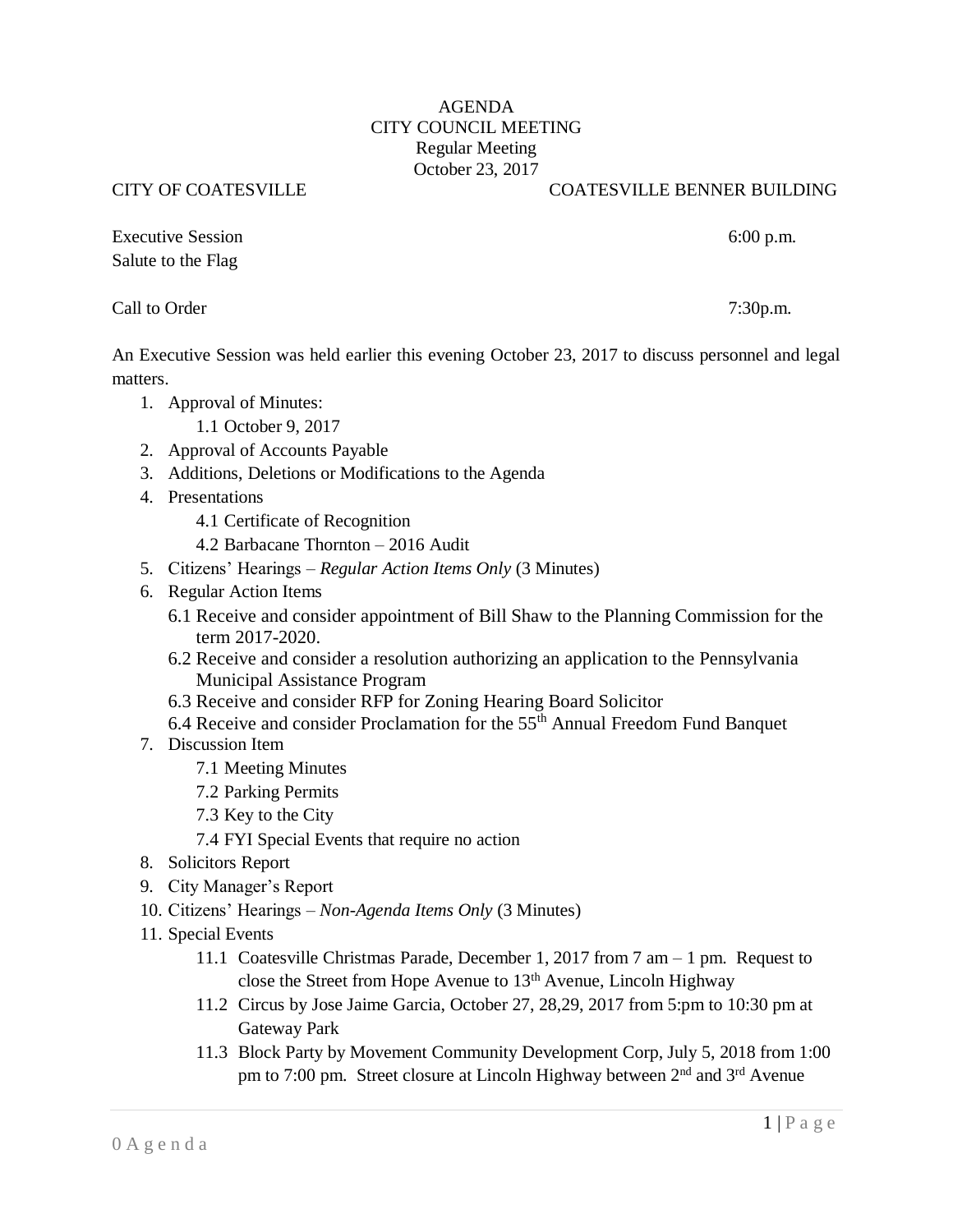# AGENDA
## CITY COUNCIL MEETING
### Regular Meeting
### October 23, 2017

CITY OF COATESVILLE — COATESVILLE BENNER BUILDING

Executive Session — 6:00 p.m.
Salute to the Flag

Call to Order — 7:30p.m.

An Executive Session was held earlier this evening October 23, 2017 to discuss personnel and legal matters.

1. Approval of Minutes:
   - 1.1 October 9, 2017
2. Approval of Accounts Payable
3. Additions, Deletions or Modifications to the Agenda
4. Presentations
   - 4.1 Certificate of Recognition
   - 4.2 Barbacane Thornton – 2016 Audit
5. Citizens' Hearings – *Regular Action Items Only* (3 Minutes)
6. Regular Action Items
   - 6.1 Receive and consider appointment of Bill Shaw to the Planning Commission for the term 2017-2020.
   - 6.2 Receive and consider a resolution authorizing an application to the Pennsylvania Municipal Assistance Program
   - 6.3 Receive and consider RFP for Zoning Hearing Board Solicitor
   - 6.4 Receive and consider Proclamation for the 55th Annual Freedom Fund Banquet
7. Discussion Item
   - 7.1 Meeting Minutes
   - 7.2 Parking Permits
   - 7.3 Key to the City
   - 7.4 FYI Special Events that require no action
8. Solicitors Report
9. City Manager's Report
10. Citizens' Hearings – *Non-Agenda Items Only* (3 Minutes)
11. Special Events
    - 11.1 Coatesville Christmas Parade, December 1, 2017 from 7 am – 1 pm. Request to close the Street from Hope Avenue to 13th Avenue, Lincoln Highway
    - 11.2 Circus by Jose Jaime Garcia, October 27, 28,29, 2017 from 5:pm to 10:30 pm at Gateway Park
    - 11.3 Block Party by Movement Community Development Corp, July 5, 2018 from 1:00 pm to 7:00 pm. Street closure at Lincoln Highway between 2nd and 3rd Avenue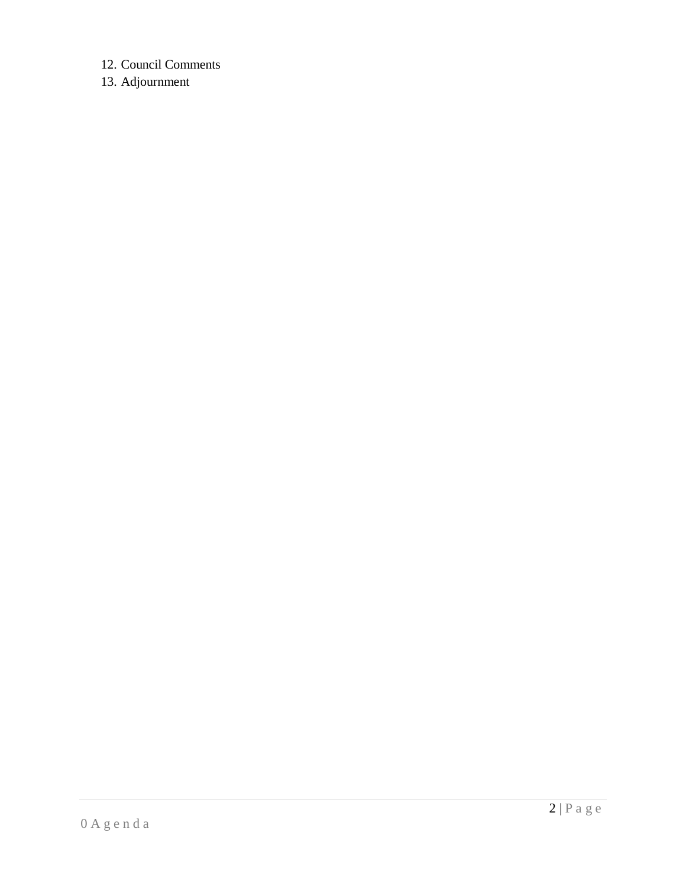12. Council Comments
13. Adjournment